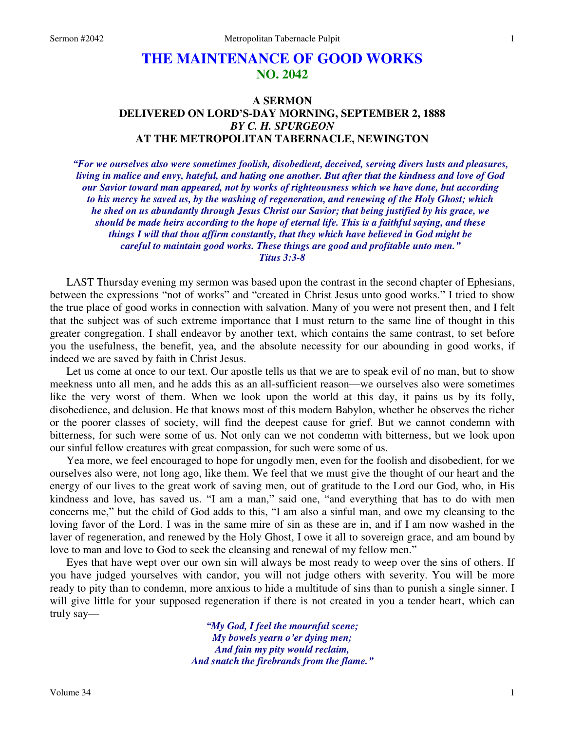# THE MAINTENANCE OF GOOD WORKS
## NO. 2042

### A SERMON
### DELIVERED ON LORD'S-DAY MORNING, SEPTEMBER 2, 1888
### *BY C. H. SPURGEON*
### AT THE METROPOLITAN TABERNACLE, NEWINGTON

*"For we ourselves also were sometimes foolish, disobedient, deceived, serving divers lusts and pleasures, living in malice and envy, hateful, and hating one another. But after that the kindness and love of God our Savior toward man appeared, not by works of righteousness which we have done, but according to his mercy he saved us, by the washing of regeneration, and renewing of the Holy Ghost; which he shed on us abundantly through Jesus Christ our Savior; that being justified by his grace, we should be made heirs according to the hope of eternal life. This is a faithful saying, and these things I will that thou affirm constantly, that they which have believed in God might be careful to maintain good works. These things are good and profitable unto men."*
*Titus 3:3-8*

LAST Thursday evening my sermon was based upon the contrast in the second chapter of Ephesians, between the expressions "not of works" and "created in Christ Jesus unto good works." I tried to show the true place of good works in connection with salvation. Many of you were not present then, and I felt that the subject was of such extreme importance that I must return to the same line of thought in this greater congregation. I shall endeavor by another text, which contains the same contrast, to set before you the usefulness, the benefit, yea, and the absolute necessity for our abounding in good works, if indeed we are saved by faith in Christ Jesus.

Let us come at once to our text. Our apostle tells us that we are to speak evil of no man, but to show meekness unto all men, and he adds this as an all-sufficient reason—we ourselves also were sometimes like the very worst of them. When we look upon the world at this day, it pains us by its folly, disobedience, and delusion. He that knows most of this modern Babylon, whether he observes the richer or the poorer classes of society, will find the deepest cause for grief. But we cannot condemn with bitterness, for such were some of us. Not only can we not condemn with bitterness, but we look upon our sinful fellow creatures with great compassion, for such were some of us.

Yea more, we feel encouraged to hope for ungodly men, even for the foolish and disobedient, for we ourselves also were, not long ago, like them. We feel that we must give the thought of our heart and the energy of our lives to the great work of saving men, out of gratitude to the Lord our God, who, in His kindness and love, has saved us. "I am a man," said one, "and everything that has to do with men concerns me," but the child of God adds to this, "I am also a sinful man, and owe my cleansing to the loving favor of the Lord. I was in the same mire of sin as these are in, and if I am now washed in the laver of regeneration, and renewed by the Holy Ghost, I owe it all to sovereign grace, and am bound by love to man and love to God to seek the cleansing and renewal of my fellow men."

Eyes that have wept over our own sin will always be most ready to weep over the sins of others. If you have judged yourselves with candor, you will not judge others with severity. You will be more ready to pity than to condemn, more anxious to hide a multitude of sins than to punish a single sinner. I will give little for your supposed regeneration if there is not created in you a tender heart, which can truly say—

*"My God, I feel the mournful scene;*
*My bowels yearn o'er dying men;*
*And fain my pity would reclaim,*
*And snatch the firebrands from the flame."*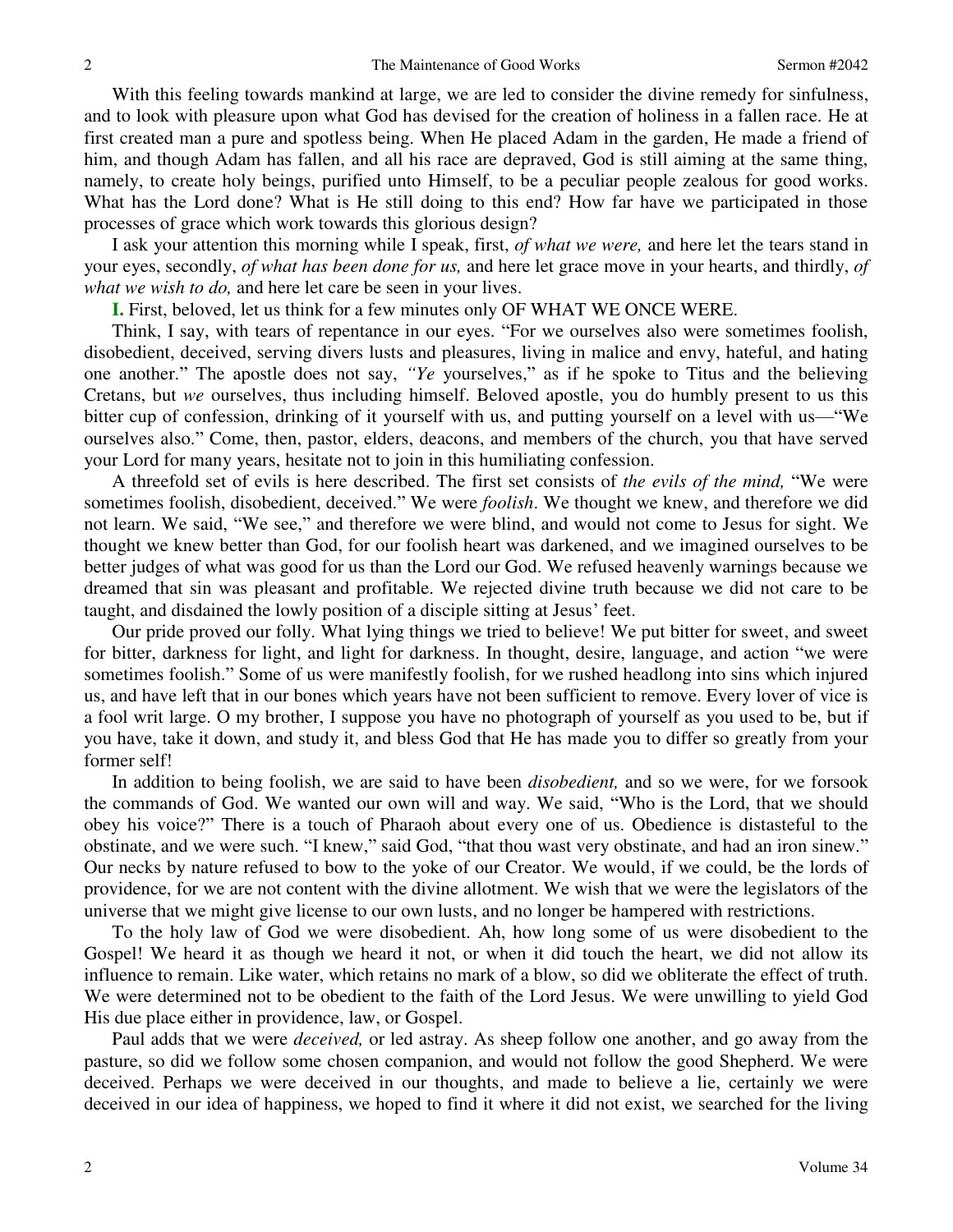With this feeling towards mankind at large, we are led to consider the divine remedy for sinfulness, and to look with pleasure upon what God has devised for the creation of holiness in a fallen race. He at first created man a pure and spotless being. When He placed Adam in the garden, He made a friend of him, and though Adam has fallen, and all his race are depraved, God is still aiming at the same thing, namely, to create holy beings, purified unto Himself, to be a peculiar people zealous for good works. What has the Lord done? What is He still doing to this end? How far have we participated in those processes of grace which work towards this glorious design?

I ask your attention this morning while I speak, first, *of what we were,* and here let the tears stand in your eyes, secondly, *of what has been done for us,* and here let grace move in your hearts, and thirdly, *of what we wish to do,* and here let care be seen in your lives.

**I.** First, beloved, let us think for a few minutes only OF WHAT WE ONCE WERE.

Think, I say, with tears of repentance in our eyes. "For we ourselves also were sometimes foolish, disobedient, deceived, serving divers lusts and pleasures, living in malice and envy, hateful, and hating one another." The apostle does not say, *"Ye* yourselves," as if he spoke to Titus and the believing Cretans, but *we* ourselves, thus including himself. Beloved apostle, you do humbly present to us this bitter cup of confession, drinking of it yourself with us, and putting yourself on a level with us—"We ourselves also." Come, then, pastor, elders, deacons, and members of the church, you that have served your Lord for many years, hesitate not to join in this humiliating confession.

A threefold set of evils is here described. The first set consists of *the evils of the mind,* "We were sometimes foolish, disobedient, deceived." We were *foolish*. We thought we knew, and therefore we did not learn. We said, "We see," and therefore we were blind, and would not come to Jesus for sight. We thought we knew better than God, for our foolish heart was darkened, and we imagined ourselves to be better judges of what was good for us than the Lord our God. We refused heavenly warnings because we dreamed that sin was pleasant and profitable. We rejected divine truth because we did not care to be taught, and disdained the lowly position of a disciple sitting at Jesus' feet.

Our pride proved our folly. What lying things we tried to believe! We put bitter for sweet, and sweet for bitter, darkness for light, and light for darkness. In thought, desire, language, and action "we were sometimes foolish." Some of us were manifestly foolish, for we rushed headlong into sins which injured us, and have left that in our bones which years have not been sufficient to remove. Every lover of vice is a fool writ large. O my brother, I suppose you have no photograph of yourself as you used to be, but if you have, take it down, and study it, and bless God that He has made you to differ so greatly from your former self!

In addition to being foolish, we are said to have been *disobedient,* and so we were, for we forsook the commands of God. We wanted our own will and way. We said, "Who is the Lord, that we should obey his voice?" There is a touch of Pharaoh about every one of us. Obedience is distasteful to the obstinate, and we were such. "I knew," said God, "that thou wast very obstinate, and had an iron sinew." Our necks by nature refused to bow to the yoke of our Creator. We would, if we could, be the lords of providence, for we are not content with the divine allotment. We wish that we were the legislators of the universe that we might give license to our own lusts, and no longer be hampered with restrictions.

To the holy law of God we were disobedient. Ah, how long some of us were disobedient to the Gospel! We heard it as though we heard it not, or when it did touch the heart, we did not allow its influence to remain. Like water, which retains no mark of a blow, so did we obliterate the effect of truth. We were determined not to be obedient to the faith of the Lord Jesus. We were unwilling to yield God His due place either in providence, law, or Gospel.

Paul adds that we were *deceived,* or led astray. As sheep follow one another, and go away from the pasture, so did we follow some chosen companion, and would not follow the good Shepherd. We were deceived. Perhaps we were deceived in our thoughts, and made to believe a lie, certainly we were deceived in our idea of happiness, we hoped to find it where it did not exist, we searched for the living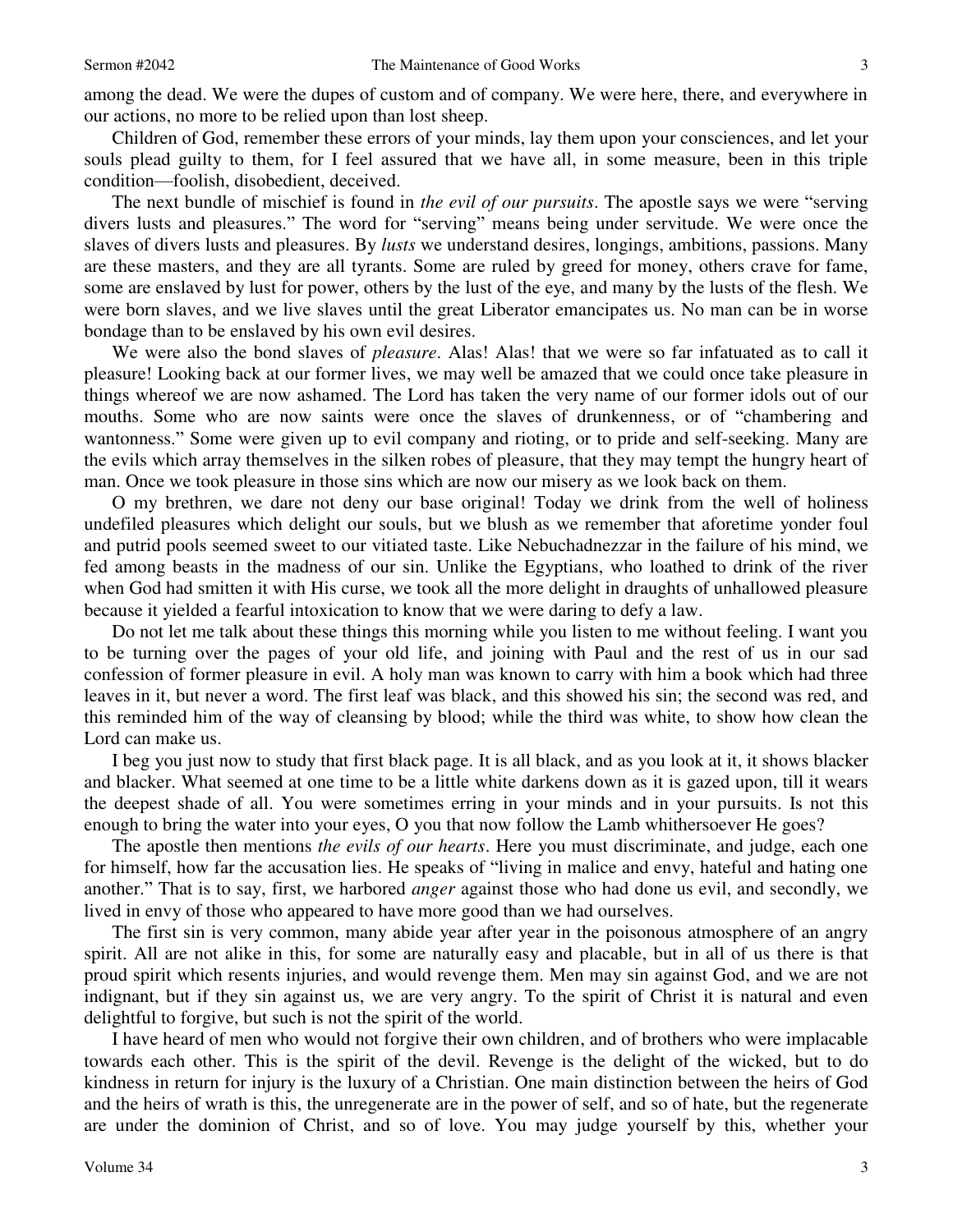among the dead. We were the dupes of custom and of company. We were here, there, and everywhere in our actions, no more to be relied upon than lost sheep.

Children of God, remember these errors of your minds, lay them upon your consciences, and let your souls plead guilty to them, for I feel assured that we have all, in some measure, been in this triple condition—foolish, disobedient, deceived.

The next bundle of mischief is found in *the evil of our pursuits*. The apostle says we were "serving divers lusts and pleasures." The word for "serving" means being under servitude. We were once the slaves of divers lusts and pleasures. By *lusts* we understand desires, longings, ambitions, passions. Many are these masters, and they are all tyrants. Some are ruled by greed for money, others crave for fame, some are enslaved by lust for power, others by the lust of the eye, and many by the lusts of the flesh. We were born slaves, and we live slaves until the great Liberator emancipates us. No man can be in worse bondage than to be enslaved by his own evil desires.

We were also the bond slaves of *pleasure*. Alas! Alas! that we were so far infatuated as to call it pleasure! Looking back at our former lives, we may well be amazed that we could once take pleasure in things whereof we are now ashamed. The Lord has taken the very name of our former idols out of our mouths. Some who are now saints were once the slaves of drunkenness, or of "chambering and wantonness." Some were given up to evil company and rioting, or to pride and self-seeking. Many are the evils which array themselves in the silken robes of pleasure, that they may tempt the hungry heart of man. Once we took pleasure in those sins which are now our misery as we look back on them.

O my brethren, we dare not deny our base original! Today we drink from the well of holiness undefiled pleasures which delight our souls, but we blush as we remember that aforetime yonder foul and putrid pools seemed sweet to our vitiated taste. Like Nebuchadnezzar in the failure of his mind, we fed among beasts in the madness of our sin. Unlike the Egyptians, who loathed to drink of the river when God had smitten it with His curse, we took all the more delight in draughts of unhallowed pleasure because it yielded a fearful intoxication to know that we were daring to defy a law.

Do not let me talk about these things this morning while you listen to me without feeling. I want you to be turning over the pages of your old life, and joining with Paul and the rest of us in our sad confession of former pleasure in evil. A holy man was known to carry with him a book which had three leaves in it, but never a word. The first leaf was black, and this showed his sin; the second was red, and this reminded him of the way of cleansing by blood; while the third was white, to show how clean the Lord can make us.

I beg you just now to study that first black page. It is all black, and as you look at it, it shows blacker and blacker. What seemed at one time to be a little white darkens down as it is gazed upon, till it wears the deepest shade of all. You were sometimes erring in your minds and in your pursuits. Is not this enough to bring the water into your eyes, O you that now follow the Lamb whithersoever He goes?

The apostle then mentions *the evils of our hearts*. Here you must discriminate, and judge, each one for himself, how far the accusation lies. He speaks of "living in malice and envy, hateful and hating one another." That is to say, first, we harbored *anger* against those who had done us evil, and secondly, we lived in envy of those who appeared to have more good than we had ourselves.

The first sin is very common, many abide year after year in the poisonous atmosphere of an angry spirit. All are not alike in this, for some are naturally easy and placable, but in all of us there is that proud spirit which resents injuries, and would revenge them. Men may sin against God, and we are not indignant, but if they sin against us, we are very angry. To the spirit of Christ it is natural and even delightful to forgive, but such is not the spirit of the world.

I have heard of men who would not forgive their own children, and of brothers who were implacable towards each other. This is the spirit of the devil. Revenge is the delight of the wicked, but to do kindness in return for injury is the luxury of a Christian. One main distinction between the heirs of God and the heirs of wrath is this, the unregenerate are in the power of self, and so of hate, but the regenerate are under the dominion of Christ, and so of love. You may judge yourself by this, whether your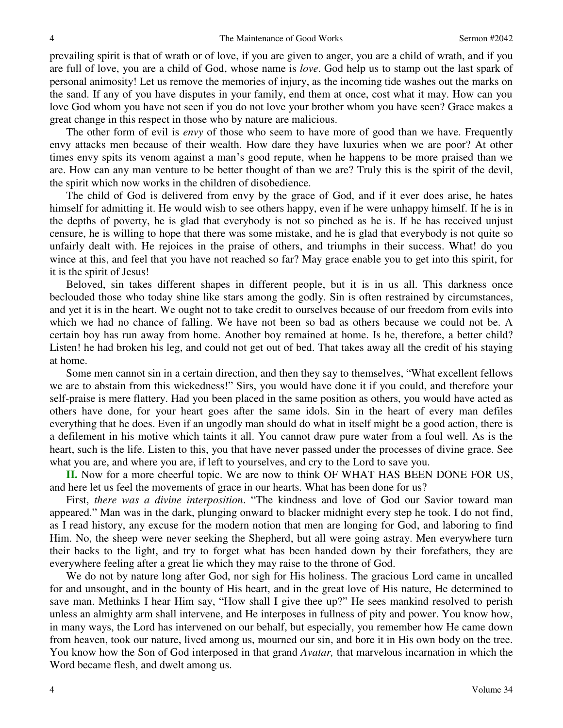prevailing spirit is that of wrath or of love, if you are given to anger, you are a child of wrath, and if you are full of love, you are a child of God, whose name is *love*. God help us to stamp out the last spark of personal animosity! Let us remove the memories of injury, as the incoming tide washes out the marks on the sand. If any of you have disputes in your family, end them at once, cost what it may. How can you love God whom you have not seen if you do not love your brother whom you have seen? Grace makes a great change in this respect in those who by nature are malicious.

The other form of evil is *envy* of those who seem to have more of good than we have. Frequently envy attacks men because of their wealth. How dare they have luxuries when we are poor? At other times envy spits its venom against a man's good repute, when he happens to be more praised than we are. How can any man venture to be better thought of than we are? Truly this is the spirit of the devil, the spirit which now works in the children of disobedience.

The child of God is delivered from envy by the grace of God, and if it ever does arise, he hates himself for admitting it. He would wish to see others happy, even if he were unhappy himself. If he is in the depths of poverty, he is glad that everybody is not so pinched as he is. If he has received unjust censure, he is willing to hope that there was some mistake, and he is glad that everybody is not quite so unfairly dealt with. He rejoices in the praise of others, and triumphs in their success. What! do you wince at this, and feel that you have not reached so far? May grace enable you to get into this spirit, for it is the spirit of Jesus!

Beloved, sin takes different shapes in different people, but it is in us all. This darkness once beclouded those who today shine like stars among the godly. Sin is often restrained by circumstances, and yet it is in the heart. We ought not to take credit to ourselves because of our freedom from evils into which we had no chance of falling. We have not been so bad as others because we could not be. A certain boy has run away from home. Another boy remained at home. Is he, therefore, a better child? Listen! he had broken his leg, and could not get out of bed. That takes away all the credit of his staying at home.

Some men cannot sin in a certain direction, and then they say to themselves, "What excellent fellows we are to abstain from this wickedness!" Sirs, you would have done it if you could, and therefore your self-praise is mere flattery. Had you been placed in the same position as others, you would have acted as others have done, for your heart goes after the same idols. Sin in the heart of every man defiles everything that he does. Even if an ungodly man should do what in itself might be a good action, there is a defilement in his motive which taints it all. You cannot draw pure water from a foul well. As is the heart, such is the life. Listen to this, you that have never passed under the processes of divine grace. See what you are, and where you are, if left to yourselves, and cry to the Lord to save you.

**II.** Now for a more cheerful topic. We are now to think OF WHAT HAS BEEN DONE FOR US, and here let us feel the movements of grace in our hearts. What has been done for us?

First, *there was a divine interposition*. "The kindness and love of God our Savior toward man appeared." Man was in the dark, plunging onward to blacker midnight every step he took. I do not find, as I read history, any excuse for the modern notion that men are longing for God, and laboring to find Him. No, the sheep were never seeking the Shepherd, but all were going astray. Men everywhere turn their backs to the light, and try to forget what has been handed down by their forefathers, they are everywhere feeling after a great lie which they may raise to the throne of God.

We do not by nature long after God, nor sigh for His holiness. The gracious Lord came in uncalled for and unsought, and in the bounty of His heart, and in the great love of His nature, He determined to save man. Methinks I hear Him say, "How shall I give thee up?" He sees mankind resolved to perish unless an almighty arm shall intervene, and He interposes in fullness of pity and power. You know how, in many ways, the Lord has intervened on our behalf, but especially, you remember how He came down from heaven, took our nature, lived among us, mourned our sin, and bore it in His own body on the tree. You know how the Son of God interposed in that grand *Avatar,* that marvelous incarnation in which the Word became flesh, and dwelt among us.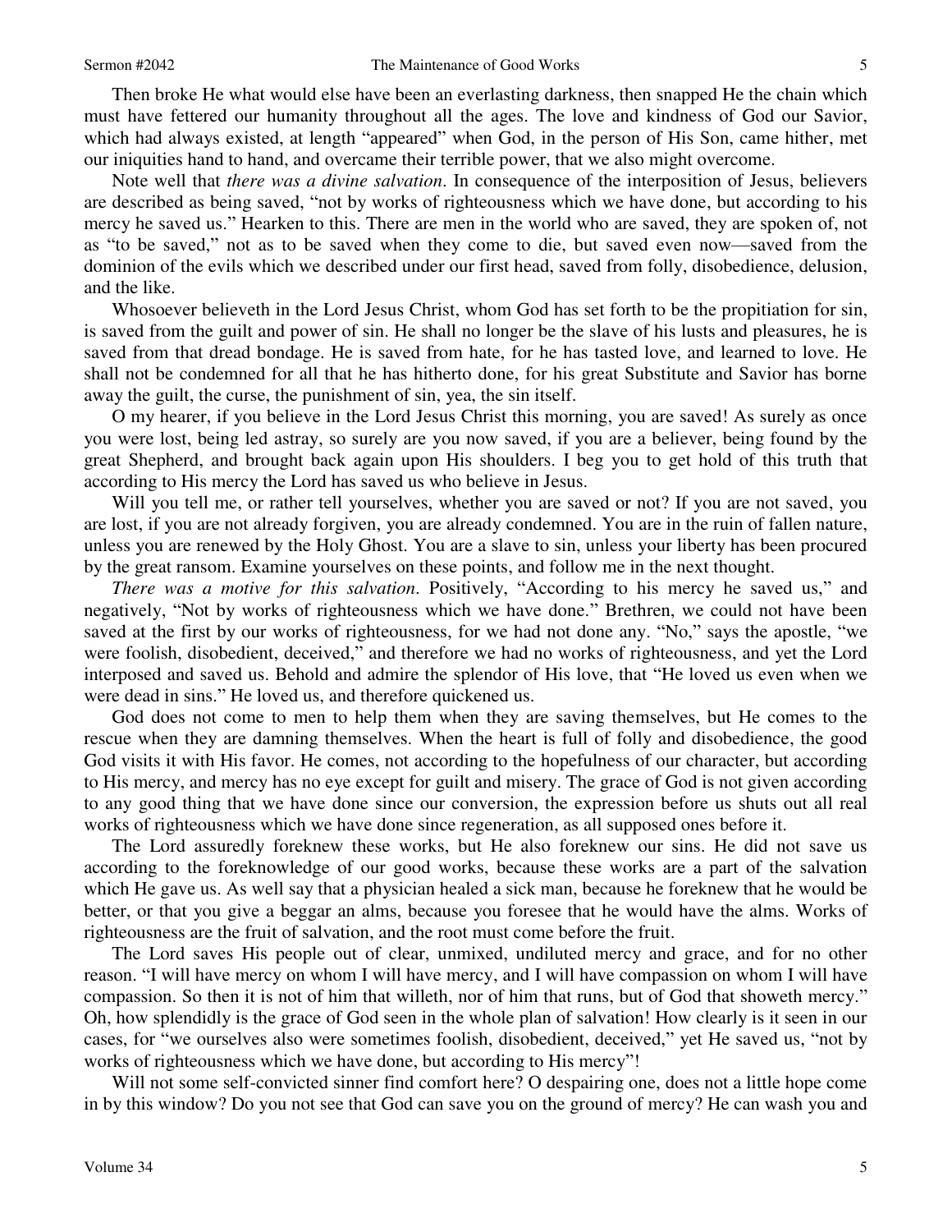Then broke He what would else have been an everlasting darkness, then snapped He the chain which must have fettered our humanity throughout all the ages. The love and kindness of God our Savior, which had always existed, at length "appeared" when God, in the person of His Son, came hither, met our iniquities hand to hand, and overcame their terrible power, that we also might overcome.

Note well that *there was a divine salvation*. In consequence of the interposition of Jesus, believers are described as being saved, "not by works of righteousness which we have done, but according to his mercy he saved us." Hearken to this. There are men in the world who are saved, they are spoken of, not as "to be saved," not as to be saved when they come to die, but saved even now—saved from the dominion of the evils which we described under our first head, saved from folly, disobedience, delusion, and the like.

Whosoever believeth in the Lord Jesus Christ, whom God has set forth to be the propitiation for sin, is saved from the guilt and power of sin. He shall no longer be the slave of his lusts and pleasures, he is saved from that dread bondage. He is saved from hate, for he has tasted love, and learned to love. He shall not be condemned for all that he has hitherto done, for his great Substitute and Savior has borne away the guilt, the curse, the punishment of sin, yea, the sin itself.

O my hearer, if you believe in the Lord Jesus Christ this morning, you are saved! As surely as once you were lost, being led astray, so surely are you now saved, if you are a believer, being found by the great Shepherd, and brought back again upon His shoulders. I beg you to get hold of this truth that according to His mercy the Lord has saved us who believe in Jesus.

Will you tell me, or rather tell yourselves, whether you are saved or not? If you are not saved, you are lost, if you are not already forgiven, you are already condemned. You are in the ruin of fallen nature, unless you are renewed by the Holy Ghost. You are a slave to sin, unless your liberty has been procured by the great ransom. Examine yourselves on these points, and follow me in the next thought.

*There was a motive for this salvation*. Positively, "According to his mercy he saved us," and negatively, "Not by works of righteousness which we have done." Brethren, we could not have been saved at the first by our works of righteousness, for we had not done any. "No," says the apostle, "we were foolish, disobedient, deceived," and therefore we had no works of righteousness, and yet the Lord interposed and saved us. Behold and admire the splendor of His love, that "He loved us even when we were dead in sins." He loved us, and therefore quickened us.

God does not come to men to help them when they are saving themselves, but He comes to the rescue when they are damning themselves. When the heart is full of folly and disobedience, the good God visits it with His favor. He comes, not according to the hopefulness of our character, but according to His mercy, and mercy has no eye except for guilt and misery. The grace of God is not given according to any good thing that we have done since our conversion, the expression before us shuts out all real works of righteousness which we have done since regeneration, as all supposed ones before it.

The Lord assuredly foreknew these works, but He also foreknew our sins. He did not save us according to the foreknowledge of our good works, because these works are a part of the salvation which He gave us. As well say that a physician healed a sick man, because he foreknew that he would be better, or that you give a beggar an alms, because you foresee that he would have the alms. Works of righteousness are the fruit of salvation, and the root must come before the fruit.

The Lord saves His people out of clear, unmixed, undiluted mercy and grace, and for no other reason. "I will have mercy on whom I will have mercy, and I will have compassion on whom I will have compassion. So then it is not of him that willeth, nor of him that runs, but of God that showeth mercy." Oh, how splendidly is the grace of God seen in the whole plan of salvation! How clearly is it seen in our cases, for "we ourselves also were sometimes foolish, disobedient, deceived," yet He saved us, "not by works of righteousness which we have done, but according to His mercy"!

Will not some self-convicted sinner find comfort here? O despairing one, does not a little hope come in by this window? Do you not see that God can save you on the ground of mercy? He can wash you and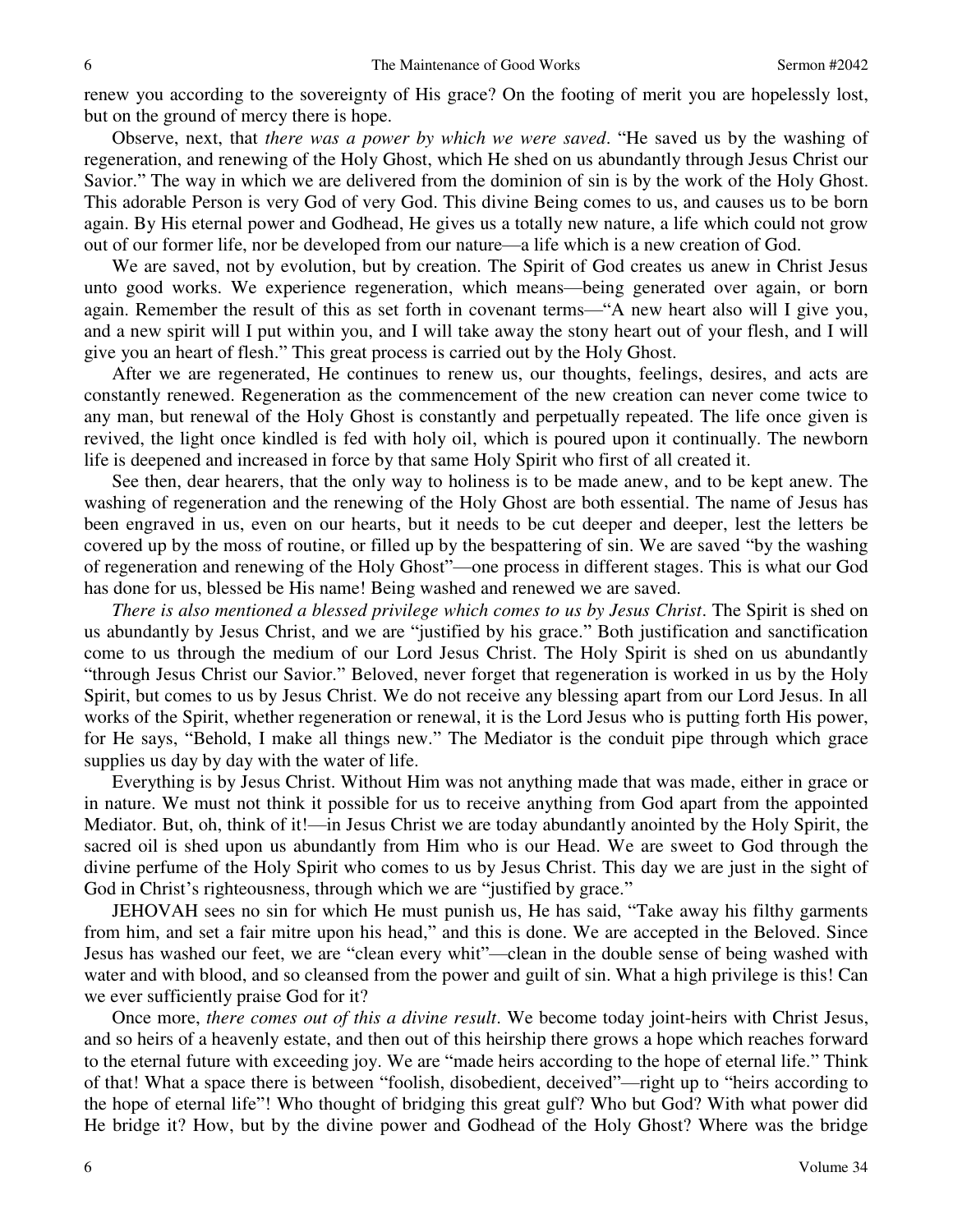renew you according to the sovereignty of His grace? On the footing of merit you are hopelessly lost, but on the ground of mercy there is hope.

Observe, next, that *there was a power by which we were saved*. "He saved us by the washing of regeneration, and renewing of the Holy Ghost, which He shed on us abundantly through Jesus Christ our Savior." The way in which we are delivered from the dominion of sin is by the work of the Holy Ghost. This adorable Person is very God of very God. This divine Being comes to us, and causes us to be born again. By His eternal power and Godhead, He gives us a totally new nature, a life which could not grow out of our former life, nor be developed from our nature—a life which is a new creation of God.

We are saved, not by evolution, but by creation. The Spirit of God creates us anew in Christ Jesus unto good works. We experience regeneration, which means—being generated over again, or born again. Remember the result of this as set forth in covenant terms—"A new heart also will I give you, and a new spirit will I put within you, and I will take away the stony heart out of your flesh, and I will give you an heart of flesh." This great process is carried out by the Holy Ghost.

After we are regenerated, He continues to renew us, our thoughts, feelings, desires, and acts are constantly renewed. Regeneration as the commencement of the new creation can never come twice to any man, but renewal of the Holy Ghost is constantly and perpetually repeated. The life once given is revived, the light once kindled is fed with holy oil, which is poured upon it continually. The newborn life is deepened and increased in force by that same Holy Spirit who first of all created it.

See then, dear hearers, that the only way to holiness is to be made anew, and to be kept anew. The washing of regeneration and the renewing of the Holy Ghost are both essential. The name of Jesus has been engraved in us, even on our hearts, but it needs to be cut deeper and deeper, lest the letters be covered up by the moss of routine, or filled up by the bespattering of sin. We are saved "by the washing of regeneration and renewing of the Holy Ghost"—one process in different stages. This is what our God has done for us, blessed be His name! Being washed and renewed we are saved.

*There is also mentioned a blessed privilege which comes to us by Jesus Christ*. The Spirit is shed on us abundantly by Jesus Christ, and we are "justified by his grace." Both justification and sanctification come to us through the medium of our Lord Jesus Christ. The Holy Spirit is shed on us abundantly "through Jesus Christ our Savior." Beloved, never forget that regeneration is worked in us by the Holy Spirit, but comes to us by Jesus Christ. We do not receive any blessing apart from our Lord Jesus. In all works of the Spirit, whether regeneration or renewal, it is the Lord Jesus who is putting forth His power, for He says, "Behold, I make all things new." The Mediator is the conduit pipe through which grace supplies us day by day with the water of life.

Everything is by Jesus Christ. Without Him was not anything made that was made, either in grace or in nature. We must not think it possible for us to receive anything from God apart from the appointed Mediator. But, oh, think of it!—in Jesus Christ we are today abundantly anointed by the Holy Spirit, the sacred oil is shed upon us abundantly from Him who is our Head. We are sweet to God through the divine perfume of the Holy Spirit who comes to us by Jesus Christ. This day we are just in the sight of God in Christ's righteousness, through which we are "justified by grace."

JEHOVAH sees no sin for which He must punish us, He has said, "Take away his filthy garments from him, and set a fair mitre upon his head," and this is done. We are accepted in the Beloved. Since Jesus has washed our feet, we are "clean every whit"—clean in the double sense of being washed with water and with blood, and so cleansed from the power and guilt of sin. What a high privilege is this! Can we ever sufficiently praise God for it?

Once more, *there comes out of this a divine result*. We become today joint-heirs with Christ Jesus, and so heirs of a heavenly estate, and then out of this heirship there grows a hope which reaches forward to the eternal future with exceeding joy. We are "made heirs according to the hope of eternal life." Think of that! What a space there is between "foolish, disobedient, deceived"—right up to "heirs according to the hope of eternal life"! Who thought of bridging this great gulf? Who but God? With what power did He bridge it? How, but by the divine power and Godhead of the Holy Ghost? Where was the bridge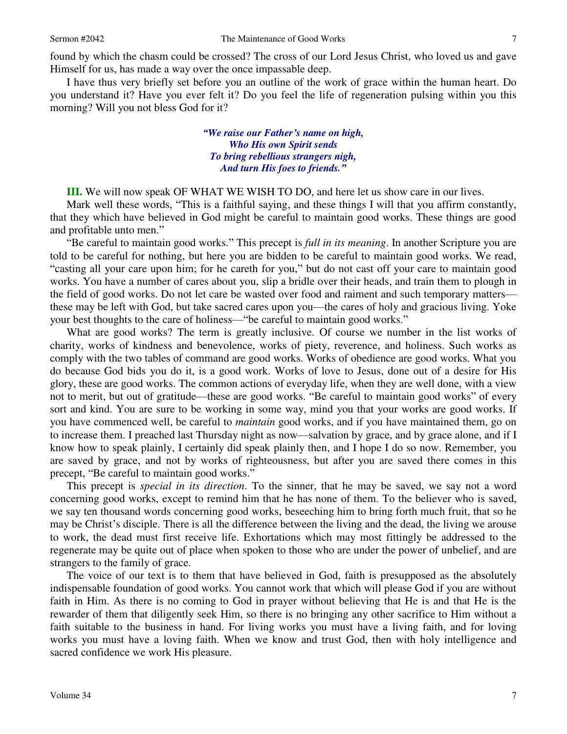found by which the chasm could be crossed? The cross of our Lord Jesus Christ, who loved us and gave Himself for us, has made a way over the once impassable deep.

I have thus very briefly set before you an outline of the work of grace within the human heart. Do you understand it? Have you ever felt it? Do you feel the life of regeneration pulsing within you this morning? Will you not bless God for it?

> ***"We raise our Father's name on high,***
> ***Who His own Spirit sends***
> ***To bring rebellious strangers nigh,***
> ***And turn His foes to friends."***

**III.** We will now speak OF WHAT WE WISH TO DO, and here let us show care in our lives.

Mark well these words, "This is a faithful saying, and these things I will that you affirm constantly, that they which have believed in God might be careful to maintain good works. These things are good and profitable unto men."

"Be careful to maintain good works." This precept is *full in its meaning*. In another Scripture you are told to be careful for nothing, but here you are bidden to be careful to maintain good works. We read, "casting all your care upon him; for he careth for you," but do not cast off your care to maintain good works. You have a number of cares about you, slip a bridle over their heads, and train them to plough in the field of good works. Do not let care be wasted over food and raiment and such temporary matters—these may be left with God, but take sacred cares upon you—the cares of holy and gracious living. Yoke your best thoughts to the care of holiness—"be careful to maintain good works."

What are good works? The term is greatly inclusive. Of course we number in the list works of charity, works of kindness and benevolence, works of piety, reverence, and holiness. Such works as comply with the two tables of command are good works. Works of obedience are good works. What you do because God bids you do it, is a good work. Works of love to Jesus, done out of a desire for His glory, these are good works. The common actions of everyday life, when they are well done, with a view not to merit, but out of gratitude—these are good works. "Be careful to maintain good works" of every sort and kind. You are sure to be working in some way, mind you that your works are good works. If you have commenced well, be careful to *maintain* good works, and if you have maintained them, go on to increase them. I preached last Thursday night as now—salvation by grace, and by grace alone, and if I know how to speak plainly, I certainly did speak plainly then, and I hope I do so now. Remember, you are saved by grace, and not by works of righteousness, but after you are saved there comes in this precept, "Be careful to maintain good works."

This precept is *special in its direction*. To the sinner, that he may be saved, we say not a word concerning good works, except to remind him that he has none of them. To the believer who is saved, we say ten thousand words concerning good works, beseeching him to bring forth much fruit, that so he may be Christ's disciple. There is all the difference between the living and the dead, the living we arouse to work, the dead must first receive life. Exhortations which may most fittingly be addressed to the regenerate may be quite out of place when spoken to those who are under the power of unbelief, and are strangers to the family of grace.

The voice of our text is to them that have believed in God, faith is presupposed as the absolutely indispensable foundation of good works. You cannot work that which will please God if you are without faith in Him. As there is no coming to God in prayer without believing that He is and that He is the rewarder of them that diligently seek Him, so there is no bringing any other sacrifice to Him without a faith suitable to the business in hand. For living works you must have a living faith, and for loving works you must have a loving faith. When we know and trust God, then with holy intelligence and sacred confidence we work His pleasure.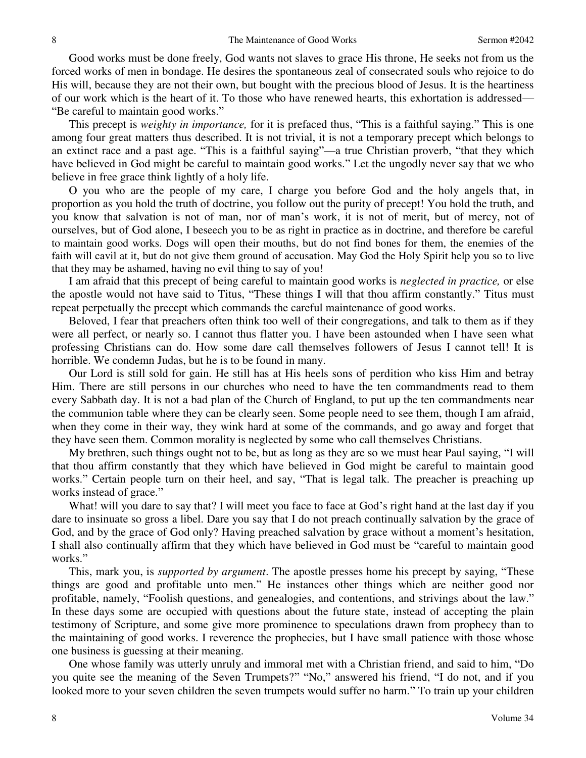Good works must be done freely, God wants not slaves to grace His throne, He seeks not from us the forced works of men in bondage. He desires the spontaneous zeal of consecrated souls who rejoice to do His will, because they are not their own, but bought with the precious blood of Jesus. It is the heartiness of our work which is the heart of it. To those who have renewed hearts, this exhortation is addressed—"Be careful to maintain good works."

This precept is *weighty in importance,* for it is prefaced thus, "This is a faithful saying." This is one among four great matters thus described. It is not trivial, it is not a temporary precept which belongs to an extinct race and a past age. "This is a faithful saying"—a true Christian proverb, "that they which have believed in God might be careful to maintain good works." Let the ungodly never say that we who believe in free grace think lightly of a holy life.

O you who are the people of my care, I charge you before God and the holy angels that, in proportion as you hold the truth of doctrine, you follow out the purity of precept! You hold the truth, and you know that salvation is not of man, nor of man's work, it is not of merit, but of mercy, not of ourselves, but of God alone, I beseech you to be as right in practice as in doctrine, and therefore be careful to maintain good works. Dogs will open their mouths, but do not find bones for them, the enemies of the faith will cavil at it, but do not give them ground of accusation. May God the Holy Spirit help you so to live that they may be ashamed, having no evil thing to say of you!

I am afraid that this precept of being careful to maintain good works is *neglected in practice,* or else the apostle would not have said to Titus, "These things I will that thou affirm constantly." Titus must repeat perpetually the precept which commands the careful maintenance of good works.

Beloved, I fear that preachers often think too well of their congregations, and talk to them as if they were all perfect, or nearly so. I cannot thus flatter you. I have been astounded when I have seen what professing Christians can do. How some dare call themselves followers of Jesus I cannot tell! It is horrible. We condemn Judas, but he is to be found in many.

Our Lord is still sold for gain. He still has at His heels sons of perdition who kiss Him and betray Him. There are still persons in our churches who need to have the ten commandments read to them every Sabbath day. It is not a bad plan of the Church of England, to put up the ten commandments near the communion table where they can be clearly seen. Some people need to see them, though I am afraid, when they come in their way, they wink hard at some of the commands, and go away and forget that they have seen them. Common morality is neglected by some who call themselves Christians.

My brethren, such things ought not to be, but as long as they are so we must hear Paul saying, "I will that thou affirm constantly that they which have believed in God might be careful to maintain good works." Certain people turn on their heel, and say, "That is legal talk. The preacher is preaching up works instead of grace."

What! will you dare to say that? I will meet you face to face at God's right hand at the last day if you dare to insinuate so gross a libel. Dare you say that I do not preach continually salvation by the grace of God, and by the grace of God only? Having preached salvation by grace without a moment's hesitation, I shall also continually affirm that they which have believed in God must be "careful to maintain good works."

This, mark you, is *supported by argument*. The apostle presses home his precept by saying, "These things are good and profitable unto men." He instances other things which are neither good nor profitable, namely, "Foolish questions, and genealogies, and contentions, and strivings about the law." In these days some are occupied with questions about the future state, instead of accepting the plain testimony of Scripture, and some give more prominence to speculations drawn from prophecy than to the maintaining of good works. I reverence the prophecies, but I have small patience with those whose one business is guessing at their meaning.

One whose family was utterly unruly and immoral met with a Christian friend, and said to him, "Do you quite see the meaning of the Seven Trumpets?" "No," answered his friend, "I do not, and if you looked more to your seven children the seven trumpets would suffer no harm." To train up your children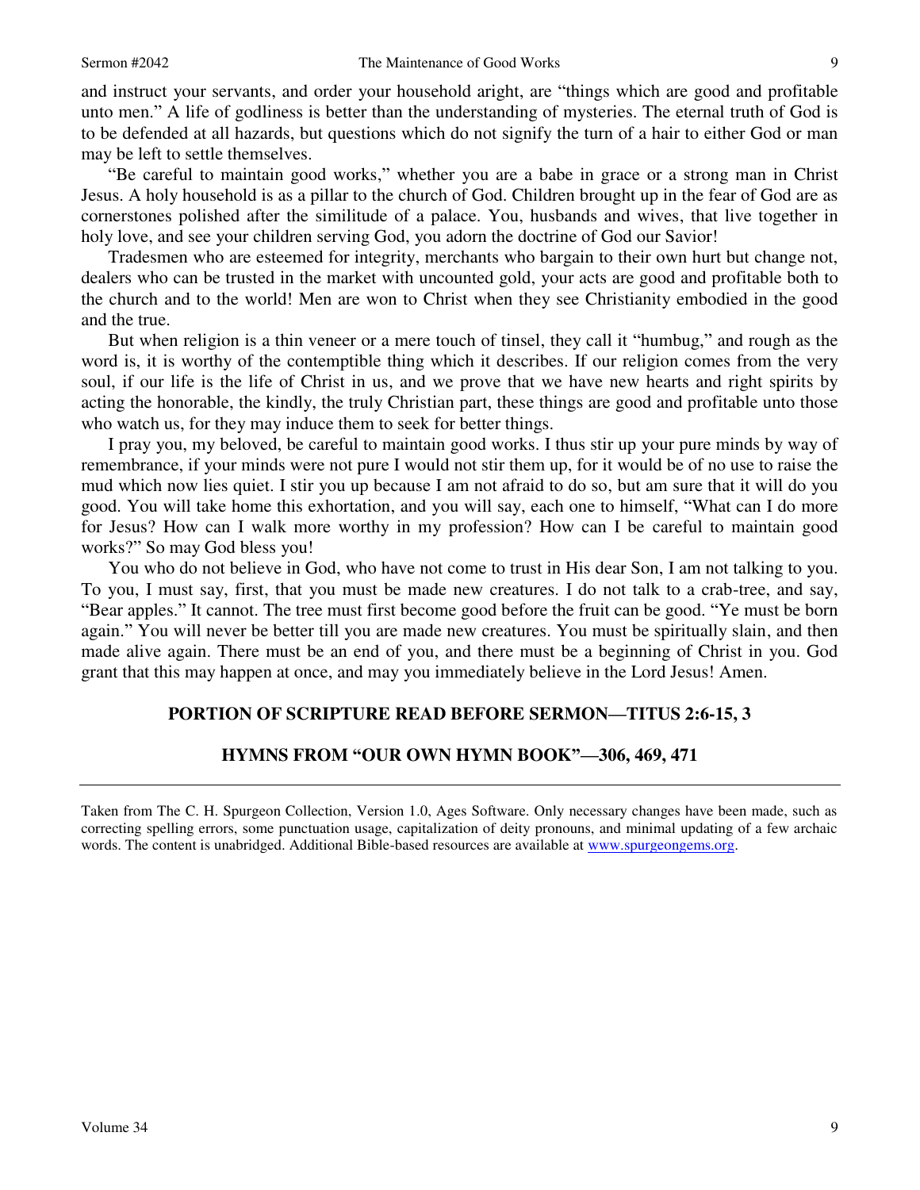and instruct your servants, and order your household aright, are "things which are good and profitable unto men." A life of godliness is better than the understanding of mysteries. The eternal truth of God is to be defended at all hazards, but questions which do not signify the turn of a hair to either God or man may be left to settle themselves.

"Be careful to maintain good works," whether you are a babe in grace or a strong man in Christ Jesus. A holy household is as a pillar to the church of God. Children brought up in the fear of God are as cornerstones polished after the similitude of a palace. You, husbands and wives, that live together in holy love, and see your children serving God, you adorn the doctrine of God our Savior!

Tradesmen who are esteemed for integrity, merchants who bargain to their own hurt but change not, dealers who can be trusted in the market with uncounted gold, your acts are good and profitable both to the church and to the world! Men are won to Christ when they see Christianity embodied in the good and the true.

But when religion is a thin veneer or a mere touch of tinsel, they call it "humbug," and rough as the word is, it is worthy of the contemptible thing which it describes. If our religion comes from the very soul, if our life is the life of Christ in us, and we prove that we have new hearts and right spirits by acting the honorable, the kindly, the truly Christian part, these things are good and profitable unto those who watch us, for they may induce them to seek for better things.

I pray you, my beloved, be careful to maintain good works. I thus stir up your pure minds by way of remembrance, if your minds were not pure I would not stir them up, for it would be of no use to raise the mud which now lies quiet. I stir you up because I am not afraid to do so, but am sure that it will do you good. You will take home this exhortation, and you will say, each one to himself, "What can I do more for Jesus? How can I walk more worthy in my profession? How can I be careful to maintain good works?" So may God bless you!

You who do not believe in God, who have not come to trust in His dear Son, I am not talking to you. To you, I must say, first, that you must be made new creatures. I do not talk to a crab-tree, and say, "Bear apples." It cannot. The tree must first become good before the fruit can be good. "Ye must be born again." You will never be better till you are made new creatures. You must be spiritually slain, and then made alive again. There must be an end of you, and there must be a beginning of Christ in you. God grant that this may happen at once, and may you immediately believe in the Lord Jesus! Amen.

**PORTION OF SCRIPTURE READ BEFORE SERMON—TITUS 2:6-15, 3**

**HYMNS FROM "OUR OWN HYMN BOOK"—306, 469, 471**

---

Taken from The C. H. Spurgeon Collection, Version 1.0, Ages Software. Only necessary changes have been made, such as correcting spelling errors, some punctuation usage, capitalization of deity pronouns, and minimal updating of a few archaic words. The content is unabridged. Additional Bible-based resources are available at www.spurgeongems.org.